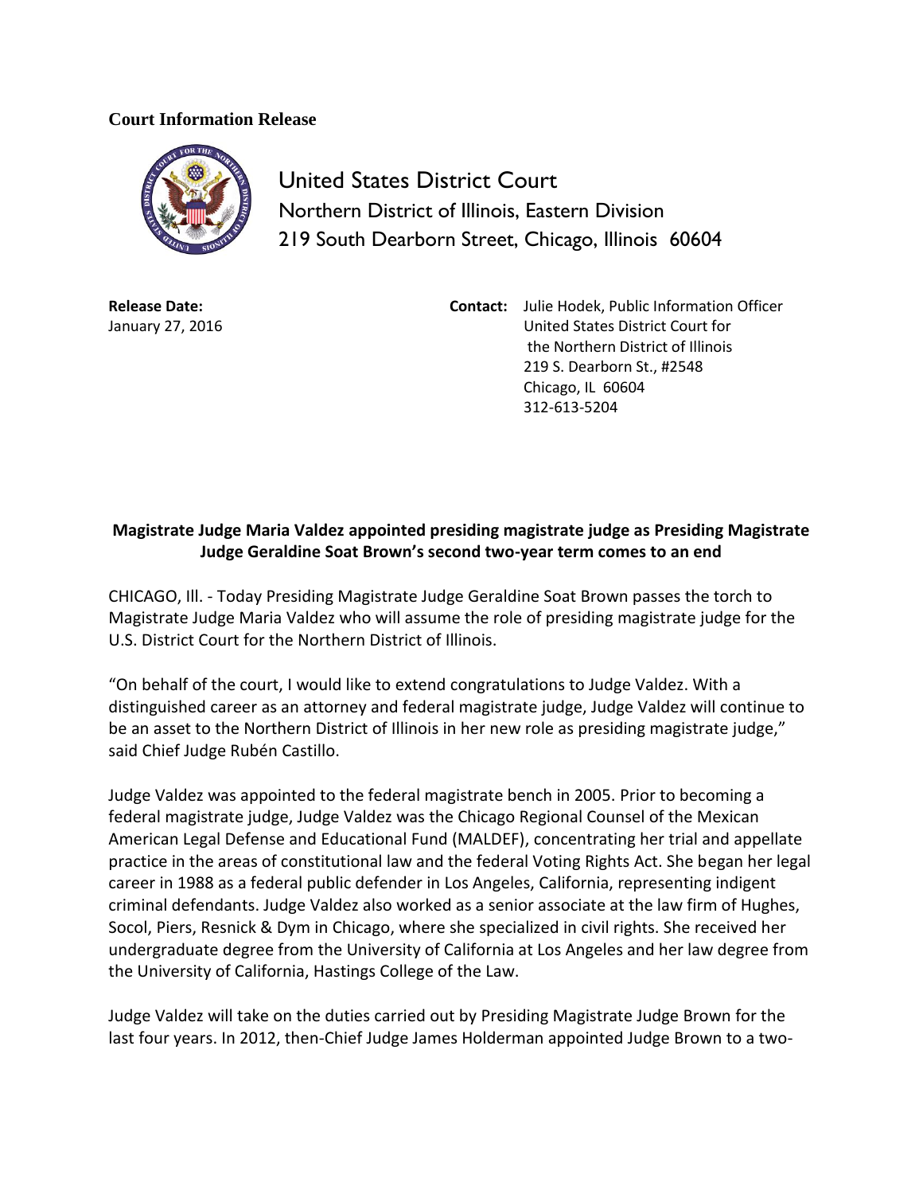**Court Information Release**

United States District Court
Northern District of Illinois, Eastern Division
219 South Dearborn Street, Chicago, Illinois 60604

**Release Date:**
January 27, 2016

**Contact:** Julie Hodek, Public Information Officer
United States District Court for
the Northern District of Illinois
219 S. Dearborn St., #2548
Chicago, IL 60604
312-613-5204

**Magistrate Judge Maria Valdez appointed presiding magistrate judge as Presiding Magistrate Judge Geraldine Soat Brown's second two-year term comes to an end**

CHICAGO, Ill. - Today Presiding Magistrate Judge Geraldine Soat Brown passes the torch to Magistrate Judge Maria Valdez who will assume the role of presiding magistrate judge for the U.S. District Court for the Northern District of Illinois.

"On behalf of the court, I would like to extend congratulations to Judge Valdez. With a distinguished career as an attorney and federal magistrate judge, Judge Valdez will continue to be an asset to the Northern District of Illinois in her new role as presiding magistrate judge," said Chief Judge Rubén Castillo.

Judge Valdez was appointed to the federal magistrate bench in 2005. Prior to becoming a federal magistrate judge, Judge Valdez was the Chicago Regional Counsel of the Mexican American Legal Defense and Educational Fund (MALDEF), concentrating her trial and appellate practice in the areas of constitutional law and the federal Voting Rights Act. She began her legal career in 1988 as a federal public defender in Los Angeles, California, representing indigent criminal defendants. Judge Valdez also worked as a senior associate at the law firm of Hughes, Socol, Piers, Resnick & Dym in Chicago, where she specialized in civil rights. She received her undergraduate degree from the University of California at Los Angeles and her law degree from the University of California, Hastings College of the Law.

Judge Valdez will take on the duties carried out by Presiding Magistrate Judge Brown for the last four years. In 2012, then-Chief Judge James Holderman appointed Judge Brown to a two-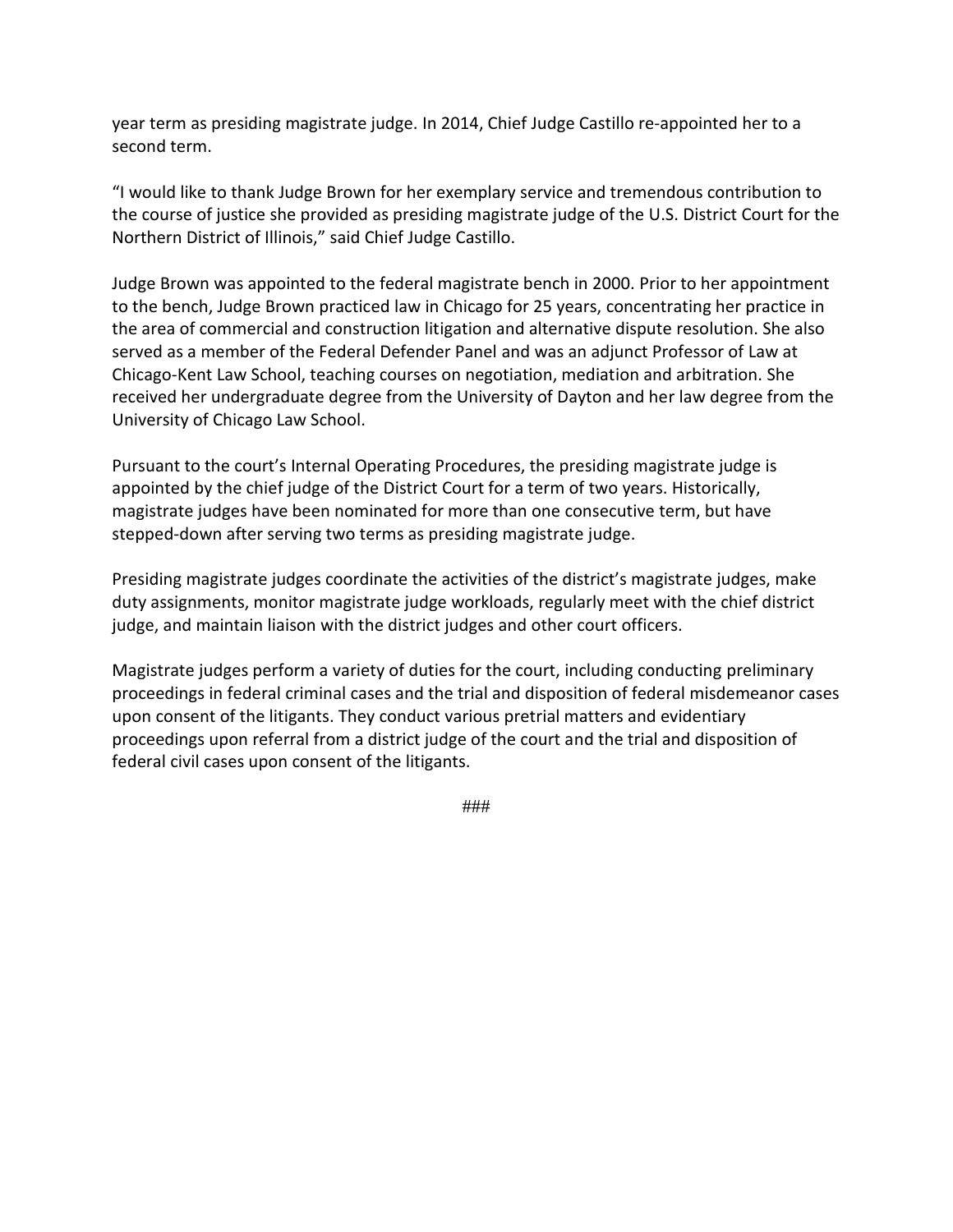year term as presiding magistrate judge. In 2014, Chief Judge Castillo re-appointed her to a second term.

"I would like to thank Judge Brown for her exemplary service and tremendous contribution to the course of justice she provided as presiding magistrate judge of the U.S. District Court for the Northern District of Illinois," said Chief Judge Castillo.

Judge Brown was appointed to the federal magistrate bench in 2000. Prior to her appointment to the bench, Judge Brown practiced law in Chicago for 25 years, concentrating her practice in the area of commercial and construction litigation and alternative dispute resolution. She also served as a member of the Federal Defender Panel and was an adjunct Professor of Law at Chicago-Kent Law School, teaching courses on negotiation, mediation and arbitration. She received her undergraduate degree from the University of Dayton and her law degree from the University of Chicago Law School.

Pursuant to the court's Internal Operating Procedures, the presiding magistrate judge is appointed by the chief judge of the District Court for a term of two years. Historically, magistrate judges have been nominated for more than one consecutive term, but have stepped-down after serving two terms as presiding magistrate judge.

Presiding magistrate judges coordinate the activities of the district's magistrate judges, make duty assignments, monitor magistrate judge workloads, regularly meet with the chief district judge, and maintain liaison with the district judges and other court officers.

Magistrate judges perform a variety of duties for the court, including conducting preliminary proceedings in federal criminal cases and the trial and disposition of federal misdemeanor cases upon consent of the litigants. They conduct various pretrial matters and evidentiary proceedings upon referral from a district judge of the court and the trial and disposition of federal civil cases upon consent of the litigants.

###